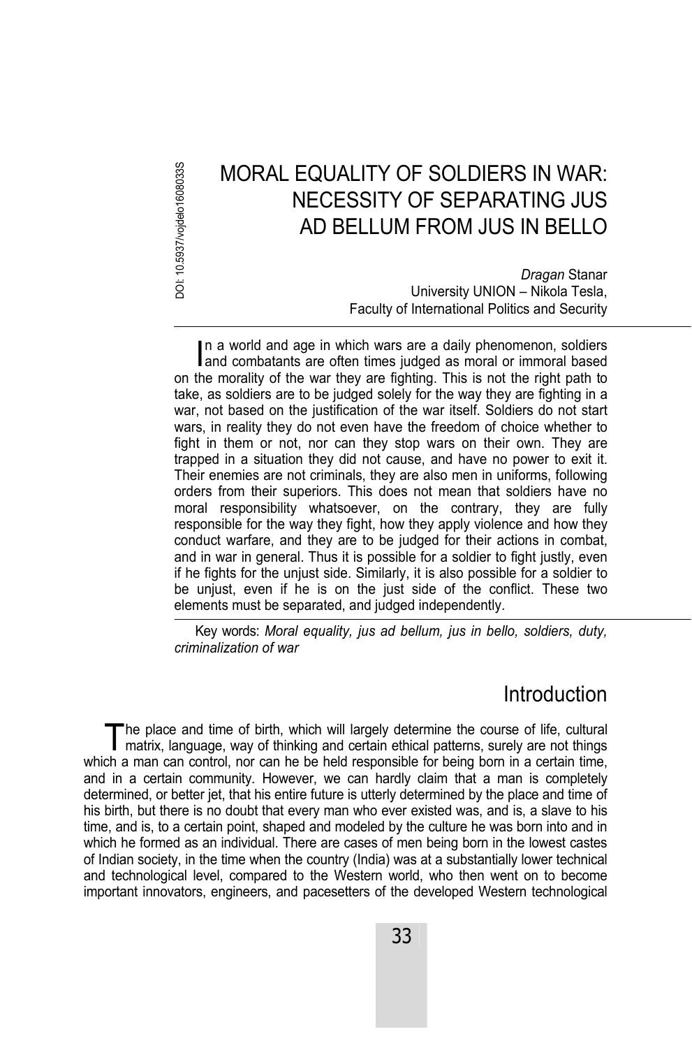DOI: 10.5937/vojdelo1608033S

# MORAL EQUALITY OF SOLDIERS IN WAR: NECESSITY OF SEPARATING JUS AD BELLUM FROM JUS IN BELLO

*Dragan* Stanar  
University UNION – Nikola Tesla,  
Faculty of International Politics and Security

In a world and age in which wars are a daily phenomenon, soldiers and combatants are often times judged as moral or immoral based on the morality of the war they are fighting. This is not the right path to take, as soldiers are to be judged solely for the way they are fighting in a war, not based on the justification of the war itself. Soldiers do not start wars, in reality they do not even have the freedom of choice whether to fight in them or not, nor can they stop wars on their own. They are trapped in a situation they did not cause, and have no power to exit it. Their enemies are not criminals, they are also men in uniforms, following orders from their superiors. This does not mean that soldiers have no moral responsibility whatsoever, on the contrary, they are fully responsible for the way they fight, how they apply violence and how they conduct warfare, and they are to be judged for their actions in combat, and in war in general. Thus it is possible for a soldier to fight justly, even if he fights for the unjust side. Similarly, it is also possible for a soldier to be unjust, even if he is on the just side of the conflict. These two elements must be separated, and judged independently.

Key words: *Moral equality, jus ad bellum, jus in bello, soldiers, duty, criminalization of war*

## Introduction

The place and time of birth, which will largely determine the course of life, cultural matrix, language, way of thinking and certain ethical patterns, surely are not things which a man can control, nor can he be held responsible for being born in a certain time, and in a certain community. However, we can hardly claim that a man is completely determined, or better jet, that his entire future is utterly determined by the place and time of his birth, but there is no doubt that every man who ever existed was, and is, a slave to his time, and is, to a certain point, shaped and modeled by the culture he was born into and in which he formed as an individual. There are cases of men being born in the lowest castes of Indian society, in the time when the country (India) was at a substantially lower technical and technological level, compared to the Western world, who then went on to become important innovators, engineers, and pacesetters of the developed Western technological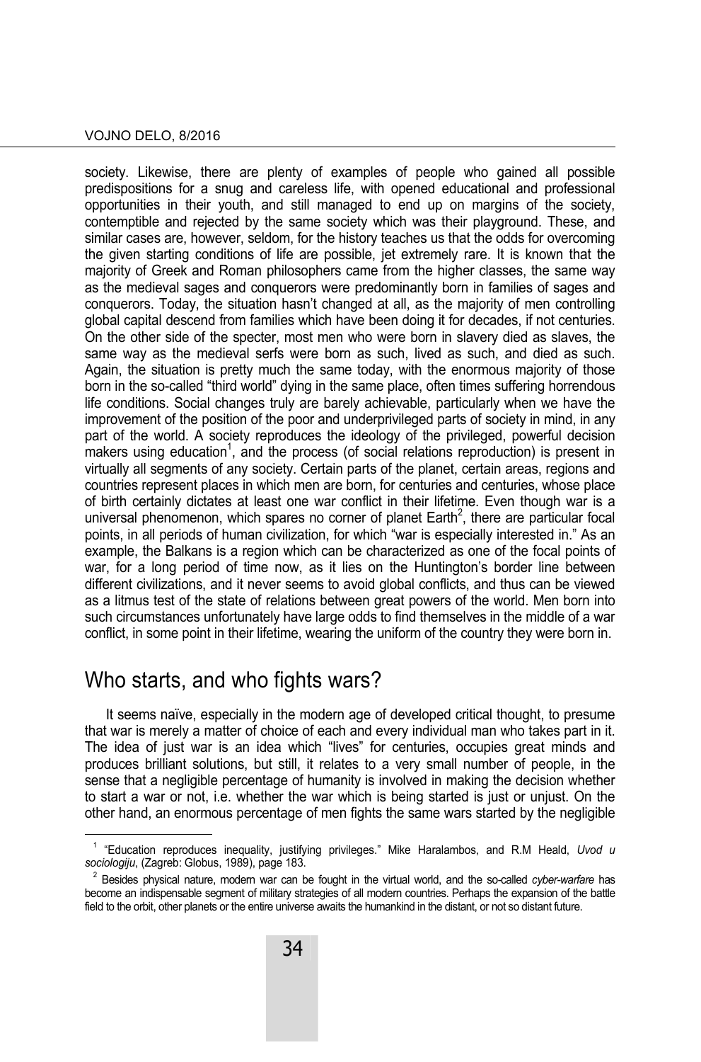society. Likewise, there are plenty of examples of people who gained all possible predispositions for a snug and careless life, with opened educational and professional opportunities in their youth, and still managed to end up on margins of the society, contemptible and rejected by the same society which was their playground. These, and similar cases are, however, seldom, for the history teaches us that the odds for overcoming the given starting conditions of life are possible, jet extremely rare. It is known that the majority of Greek and Roman philosophers came from the higher classes, the same way as the medieval sages and conquerors were predominantly born in families of sages and conquerors. Today, the situation hasn't changed at all, as the majority of men controlling global capital descend from families which have been doing it for decades, if not centuries. On the other side of the specter, most men who were born in slavery died as slaves, the same way as the medieval serfs were born as such, lived as such, and died as such. Again, the situation is pretty much the same today, with the enormous majority of those born in the so-called "third world" dying in the same place, often times suffering horrendous life conditions. Social changes truly are barely achievable, particularly when we have the improvement of the position of the poor and underprivileged parts of society in mind, in any part of the world. A society reproduces the ideology of the privileged, powerful decision makers using education[1], and the process (of social relations reproduction) is present in virtually all segments of any society. Certain parts of the planet, certain areas, regions and countries represent places in which men are born, for centuries and centuries, whose place of birth certainly dictates at least one war conflict in their lifetime. Even though war is a universal phenomenon, which spares no corner of planet Earth[2], there are particular focal points, in all periods of human civilization, for which "war is especially interested in." As an example, the Balkans is a region which can be characterized as one of the focal points of war, for a long period of time now, as it lies on the Huntington's border line between different civilizations, and it never seems to avoid global conflicts, and thus can be viewed as a litmus test of the state of relations between great powers of the world. Men born into such circumstances unfortunately have large odds to find themselves in the middle of a war conflict, in some point in their lifetime, wearing the uniform of the country they were born in.

## Who starts, and who fights wars?

It seems naïve, especially in the modern age of developed critical thought, to presume that war is merely a matter of choice of each and every individual man who takes part in it. The idea of just war is an idea which "lives" for centuries, occupies great minds and produces brilliant solutions, but still, it relates to a very small number of people, in the sense that a negligible percentage of humanity is involved in making the decision whether to start a war or not, i.e. whether the war which is being started is just or unjust. On the other hand, an enormous percentage of men fights the same wars started by the negligible

---

[1] "Education reproduces inequality, justifying privileges." Mike Haralambos, and R.M Heald, *Uvod u sociologiju*, (Zagreb: Globus, 1989), page 183.

[2] Besides physical nature, modern war can be fought in the virtual world, and the so-called *cyber-warfare* has become an indispensable segment of military strategies of all modern countries. Perhaps the expansion of the battle field to the orbit, other planets or the entire universe awaits the humankind in the distant, or not so distant future.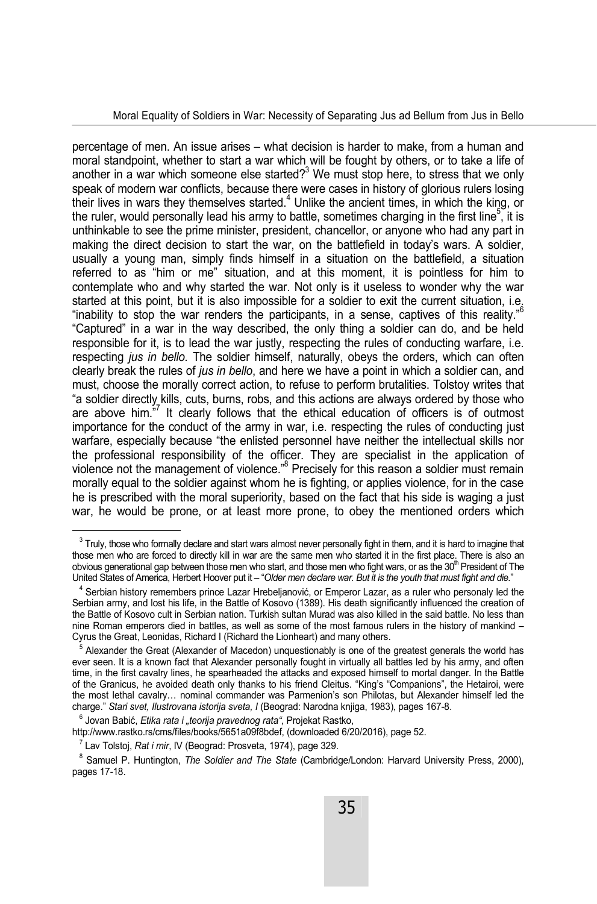percentage of men. An issue arises – what decision is harder to make, from a human and moral standpoint, whether to start a war which will be fought by others, or to take a life of another in a war which someone else started?[3] We must stop here, to stress that we only speak of modern war conflicts, because there were cases in history of glorious rulers losing their lives in wars they themselves started.[4] Unlike the ancient times, in which the king, or the ruler, would personally lead his army to battle, sometimes charging in the first line[5], it is unthinkable to see the prime minister, president, chancellor, or anyone who had any part in making the direct decision to start the war, on the battlefield in today's wars. A soldier, usually a young man, simply finds himself in a situation on the battlefield, a situation referred to as "him or me" situation, and at this moment, it is pointless for him to contemplate who and why started the war. Not only is it useless to wonder why the war started at this point, but it is also impossible for a soldier to exit the current situation, i.e. "inability to stop the war renders the participants, in a sense, captives of this reality."[6] "Captured" in a war in the way described, the only thing a soldier can do, and be held responsible for it, is to lead the war justly, respecting the rules of conducting warfare, i.e. respecting *jus in bello.* The soldier himself, naturally, obeys the orders, which can often clearly break the rules of *jus in bello*, and here we have a point in which a soldier can, and must, choose the morally correct action, to refuse to perform brutalities. Tolstoy writes that "a soldier directly kills, cuts, burns, robs, and this actions are always ordered by those who are above him."[7] It clearly follows that the ethical education of officers is of outmost importance for the conduct of the army in war, i.e. respecting the rules of conducting just warfare, especially because "the enlisted personnel have neither the intellectual skills nor the professional responsibility of the officer. They are specialist in the application of violence not the management of violence."[8] Precisely for this reason a soldier must remain morally equal to the soldier against whom he is fighting, or applies violence, for in the case he is prescribed with the moral superiority, based on the fact that his side is waging a just war, he would be prone, or at least more prone, to obey the mentioned orders which

---

[3] Truly, those who formally declare and start wars almost never personally fight in them, and it is hard to imagine that those men who are forced to directly kill in war are the same men who started it in the first place. There is also an obvious generational gap between those men who start, and those men who fight wars, or as the 30th President of The United States of America, Herbert Hoover put it – "*Older men declare war. But it is the youth that must fight and die.*"

[4] Serbian history remembers prince Lazar Hrebeljanović, or Emperor Lazar, as a ruler who personaly led the Serbian army, and lost his life, in the Battle of Kosovo (1389). His death significantly influenced the creation of the Battle of Kosovo cult in Serbian nation. Turkish sultan Murad was also killed in the said battle. No less than nine Roman emperors died in battles, as well as some of the most famous rulers in the history of mankind – Cyrus the Great, Leonidas, Richard I (Richard the Lionheart) and many others.

[5] Alexander the Great (Alexander of Macedon) unquestionably is one of the greatest generals the world has ever seen. It is a known fact that Alexander personally fought in virtually all battles led by his army, and often time, in the first cavalry lines, he spearheaded the attacks and exposed himself to mortal danger. In the Battle of the Granicus, he avoided death only thanks to his friend Cleitus. "King's "Companions", the Hetairoi, were the most lethal cavalry… nominal commander was Parmenion's son Philotas, but Alexander himself led the charge." *Stari svet, Ilustrovana istorija sveta, I* (Beograd: Narodna knjiga, 1983), pages 167-8.

[6] Jovan Babić, *Etika rata i „teorija pravednog rata"*, Projekat Rastko, http://www.rastko.rs/cms/files/books/5651a09f8bdef, (downloaded 6/20/2016), page 52.

[7] Lav Tolstoj, *Rat i mir*, IV (Beograd: Prosveta, 1974), page 329.

[8] Samuel P. Huntington, *The Soldier and The State* (Cambridge/London: Harvard University Press, 2000), pages 17-18.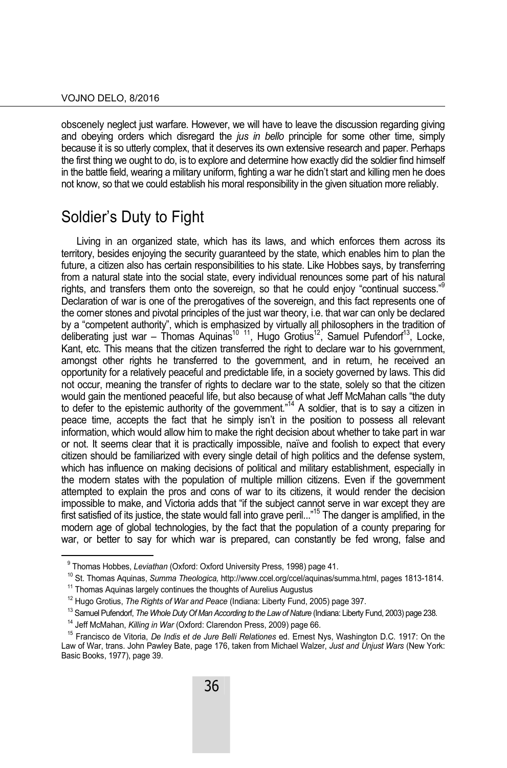obscenely neglect just warfare. However, we will have to leave the discussion regarding giving and obeying orders which disregard the *jus in bello* principle for some other time, simply because it is so utterly complex, that it deserves its own extensive research and paper. Perhaps the first thing we ought to do, is to explore and determine how exactly did the soldier find himself in the battle field, wearing a military uniform, fighting a war he didn't start and killing men he does not know, so that we could establish his moral responsibility in the given situation more reliably.

## Soldier's Duty to Fight

Living in an organized state, which has its laws, and which enforces them across its territory, besides enjoying the security guaranteed by the state, which enables him to plan the future, a citizen also has certain responsibilities to his state. Like Hobbes says, by transferring from a natural state into the social state, every individual renounces some part of his natural rights, and transfers them onto the sovereign, so that he could enjoy "continual success."[9] Declaration of war is one of the prerogatives of the sovereign, and this fact represents one of the corner stones and pivotal principles of the just war theory, i.e. that war can only be declared by a "competent authority", which is emphasized by virtually all philosophers in the tradition of deliberating just war – Thomas Aquinas[10] [11], Hugo Grotius[12], Samuel Pufendorf[13], Locke, Kant, etc. This means that the citizen transferred the right to declare war to his government, amongst other rights he transferred to the government, and in return, he received an opportunity for a relatively peaceful and predictable life, in a society governed by laws. This did not occur, meaning the transfer of rights to declare war to the state, solely so that the citizen would gain the mentioned peaceful life, but also because of what Jeff McMahan calls "the duty to defer to the epistemic authority of the government."[14] A soldier, that is to say a citizen in peace time, accepts the fact that he simply isn't in the position to possess all relevant information, which would allow him to make the right decision about whether to take part in war or not. It seems clear that it is practically impossible, naïve and foolish to expect that every citizen should be familiarized with every single detail of high politics and the defense system, which has influence on making decisions of political and military establishment, especially in the modern states with the population of multiple million citizens. Even if the government attempted to explain the pros and cons of war to its citizens, it would render the decision impossible to make, and Victoria adds that "if the subject cannot serve in war except they are first satisfied of its justice, the state would fall into grave peril..."[15] The danger is amplified, in the modern age of global technologies, by the fact that the population of a county preparing for war, or better to say for which war is prepared, can constantly be fed wrong, false and

---

[9] Thomas Hobbes, *Leviathan* (Oxford: Oxford University Press, 1998) page 41.

[10] St. Thomas Aquinas, *Summa Theologica,* http://www.ccel.org/ccel/aquinas/summa.html, pages 1813-1814.

[11] Thomas Aquinas largely continues the thoughts of Aurelius Augustus

[12] Hugo Grotius, *The Rights of War and Peace* (Indiana: Liberty Fund, 2005) page 397.

[13] Samuel Pufendorf, *The Whole Duty Of Man According to the Law of Nature* (Indiana: Liberty Fund, 2003) page 238.

[14] Jeff McMahan, *Killing in War* (Oxford: Clarendon Press, 2009) page 66.

[15] Francisco de Vitoria, *De Indis et de Jure Belli Relationes* ed. Ernest Nys, Washington D.C. 1917: On the Law of War, trans. John Pawley Bate, page 176, taken from Michael Walzer, *Just and Unjust Wars* (New York: Basic Books, 1977), page 39.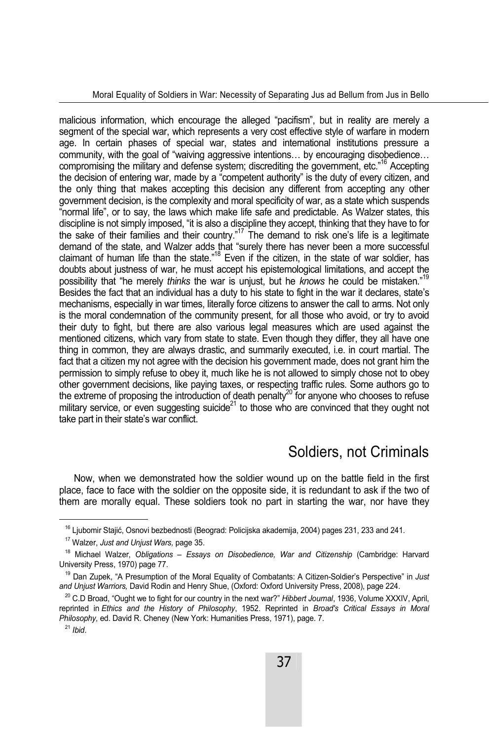malicious information, which encourage the alleged "pacifism", but in reality are merely a segment of the special war, which represents a very cost effective style of warfare in modern age. In certain phases of special war, states and international institutions pressure a community, with the goal of "waiving aggressive intentions… by encouraging disobedience… compromising the military and defense system; discrediting the government, etc."[16] Accepting the decision of entering war, made by a "competent authority" is the duty of every citizen, and the only thing that makes accepting this decision any different from accepting any other government decision, is the complexity and moral specificity of war, as a state which suspends "normal life", or to say, the laws which make life safe and predictable. As Walzer states, this discipline is not simply imposed, "it is also a discipline they accept, thinking that they have to for the sake of their families and their country."[17] The demand to risk one's life is a legitimate demand of the state, and Walzer adds that "surely there has never been a more successful claimant of human life than the state."[18] Even if the citizen, in the state of war soldier, has doubts about justness of war, he must accept his epistemological limitations, and accept the possibility that "he merely *thinks* the war is unjust, but he *knows* he could be mistaken."[19] Besides the fact that an individual has a duty to his state to fight in the war it declares, state's mechanisms, especially in war times, literally force citizens to answer the call to arms. Not only is the moral condemnation of the community present, for all those who avoid, or try to avoid their duty to fight, but there are also various legal measures which are used against the mentioned citizens, which vary from state to state. Even though they differ, they all have one thing in common, they are always drastic, and summarily executed, i.e. in court martial. The fact that a citizen my not agree with the decision his government made, does not grant him the permission to simply refuse to obey it, much like he is not allowed to simply chose not to obey other government decisions, like paying taxes, or respecting traffic rules. Some authors go to the extreme of proposing the introduction of death penalty[20] for anyone who chooses to refuse military service, or even suggesting suicide[21] to those who are convinced that they ought not take part in their state's war conflict.

## Soldiers, not Criminals

Now, when we demonstrated how the soldier wound up on the battle field in the first place, face to face with the soldier on the opposite side, it is redundant to ask if the two of them are morally equal. These soldiers took no part in starting the war, nor have they

---

[16] Ljubomir Stajić, Osnovi bezbednosti (Beograd: Policijska akademija, 2004) pages 231, 233 and 241.

[17] Walzer, *Just and Unjust Wars,* page 35.

[18] Michael Walzer, *Obligations – Essays on Disobedience, War and Citizenship* (Cambridge: Harvard University Press, 1970) page 77.

[19] Dan Zupek, "A Presumption of the Moral Equality of Combatants: A Citizen-Soldier's Perspective" in *Just and Unjust Warriors,* David Rodin and Henry Shue, (Oxford: Oxford University Press, 2008), page 224.

[20] C.D Broad, "Ought we to fight for our country in the next war?" *Hibbert Journal*, 1936, Volume XXXIV, April, reprinted in *Ethics and the History of Philosophy*, 1952. Reprinted in *Broad's Critical Essays in Moral Philosophy,* ed. David R. Cheney (New York: Humanities Press, 1971), page. 7.

[21] *Ibid*.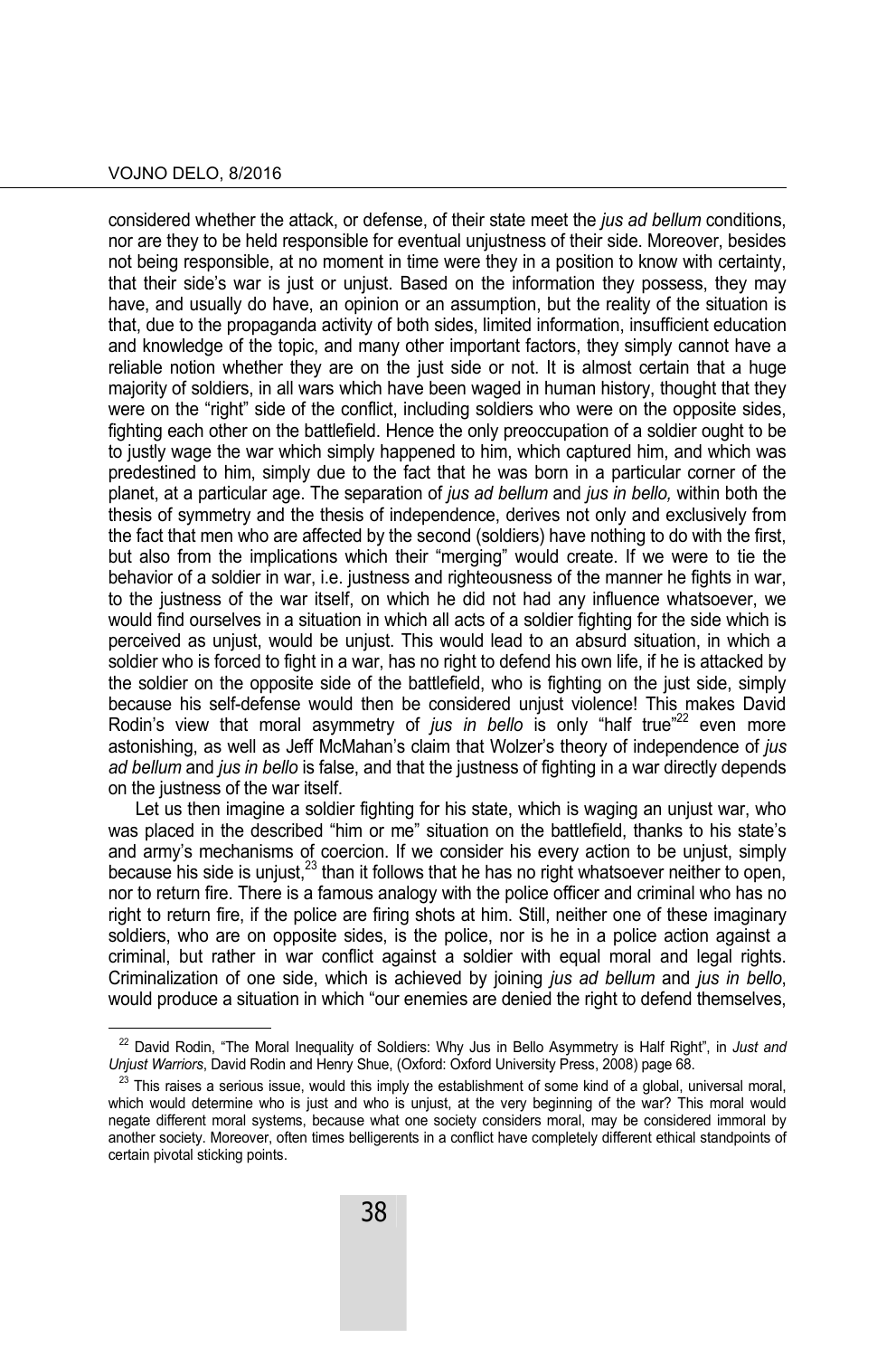considered whether the attack, or defense, of their state meet the *jus ad bellum* conditions, nor are they to be held responsible for eventual unjustness of their side. Moreover, besides not being responsible, at no moment in time were they in a position to know with certainty, that their side's war is just or unjust. Based on the information they possess, they may have, and usually do have, an opinion or an assumption, but the reality of the situation is that, due to the propaganda activity of both sides, limited information, insufficient education and knowledge of the topic, and many other important factors, they simply cannot have a reliable notion whether they are on the just side or not. It is almost certain that a huge majority of soldiers, in all wars which have been waged in human history, thought that they were on the "right" side of the conflict, including soldiers who were on the opposite sides, fighting each other on the battlefield. Hence the only preoccupation of a soldier ought to be to justly wage the war which simply happened to him, which captured him, and which was predestined to him, simply due to the fact that he was born in a particular corner of the planet, at a particular age. The separation of *jus ad bellum* and *jus in bello,* within both the thesis of symmetry and the thesis of independence, derives not only and exclusively from the fact that men who are affected by the second (soldiers) have nothing to do with the first, but also from the implications which their "merging" would create. If we were to tie the behavior of a soldier in war, i.e. justness and righteousness of the manner he fights in war, to the justness of the war itself, on which he did not had any influence whatsoever, we would find ourselves in a situation in which all acts of a soldier fighting for the side which is perceived as unjust, would be unjust. This would lead to an absurd situation, in which a soldier who is forced to fight in a war, has no right to defend his own life, if he is attacked by the soldier on the opposite side of the battlefield, who is fighting on the just side, simply because his self-defense would then be considered unjust violence! This makes David Rodin's view that moral asymmetry of *jus in bello* is only "half true"[22] even more astonishing, as well as Jeff McMahan's claim that Wolzer's theory of independence of *jus ad bellum* and *jus in bello* is false, and that the justness of fighting in a war directly depends on the justness of the war itself.

Let us then imagine a soldier fighting for his state, which is waging an unjust war, who was placed in the described "him or me" situation on the battlefield, thanks to his state's and army's mechanisms of coercion. If we consider his every action to be unjust, simply because his side is unjust,[23] than it follows that he has no right whatsoever neither to open, nor to return fire. There is a famous analogy with the police officer and criminal who has no right to return fire, if the police are firing shots at him. Still, neither one of these imaginary soldiers, who are on opposite sides, is the police, nor is he in a police action against a criminal, but rather in war conflict against a soldier with equal moral and legal rights. Criminalization of one side, which is achieved by joining *jus ad bellum* and *jus in bello*, would produce a situation in which "our enemies are denied the right to defend themselves,

---

[22] David Rodin, "The Moral Inequality of Soldiers: Why Jus in Bello Asymmetry is Half Right", in *Just and Unjust Warriors*, David Rodin and Henry Shue, (Oxford: Oxford University Press, 2008) page 68.

[23] This raises a serious issue, would this imply the establishment of some kind of a global, universal moral, which would determine who is just and who is unjust, at the very beginning of the war? This moral would negate different moral systems, because what one society considers moral, may be considered immoral by another society. Moreover, often times belligerents in a conflict have completely different ethical standpoints of certain pivotal sticking points.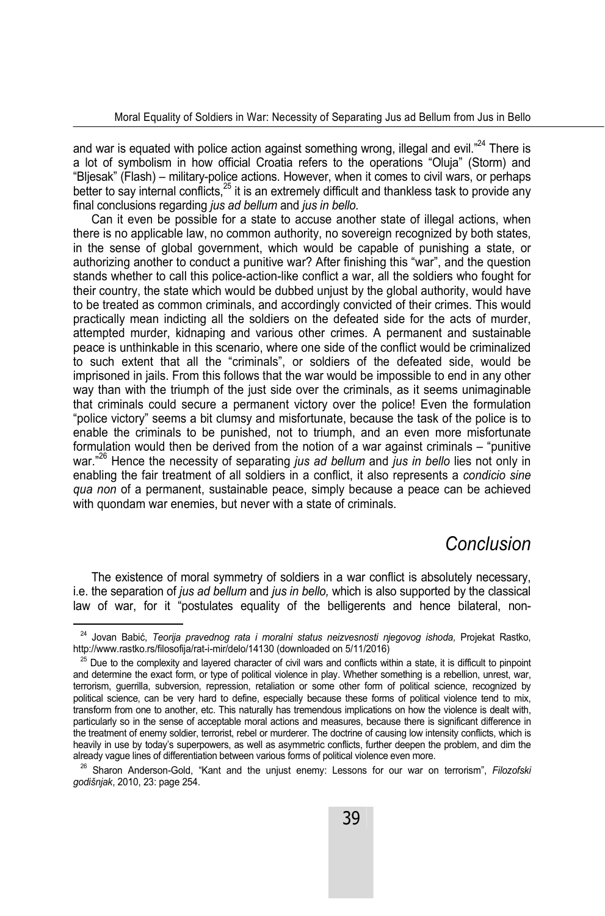and war is equated with police action against something wrong, illegal and evil."[24] There is a lot of symbolism in how official Croatia refers to the operations "Oluja" (Storm) and "Bljesak" (Flash) – military-police actions. However, when it comes to civil wars, or perhaps better to say internal conflicts,[25] it is an extremely difficult and thankless task to provide any final conclusions regarding *jus ad bellum* and *jus in bello.*

Can it even be possible for a state to accuse another state of illegal actions, when there is no applicable law, no common authority, no sovereign recognized by both states, in the sense of global government, which would be capable of punishing a state, or authorizing another to conduct a punitive war? After finishing this "war", and the question stands whether to call this police-action-like conflict a war, all the soldiers who fought for their country, the state which would be dubbed unjust by the global authority, would have to be treated as common criminals, and accordingly convicted of their crimes. This would practically mean indicting all the soldiers on the defeated side for the acts of murder, attempted murder, kidnaping and various other crimes. A permanent and sustainable peace is unthinkable in this scenario, where one side of the conflict would be criminalized to such extent that all the "criminals", or soldiers of the defeated side, would be imprisoned in jails. From this follows that the war would be impossible to end in any other way than with the triumph of the just side over the criminals, as it seems unimaginable that criminals could secure a permanent victory over the police! Even the formulation "police victory" seems a bit clumsy and misfortunate, because the task of the police is to enable the criminals to be punished, not to triumph, and an even more misfortunate formulation would then be derived from the notion of a war against criminals – "punitive war."[26] Hence the necessity of separating *jus ad bellum* and *jus in bello* lies not only in enabling the fair treatment of all soldiers in a conflict, it also represents a *condicio sine qua non* of a permanent, sustainable peace, simply because a peace can be achieved with quondam war enemies, but never with a state of criminals.

## *Conclusion*

The existence of moral symmetry of soldiers in a war conflict is absolutely necessary, i.e. the separation of *jus ad bellum* and *jus in bello,* which is also supported by the classical law of war, for it "postulates equality of the belligerents and hence bilateral, non-

---

[24] Jovan Babić, *Teorija pravednog rata i moralni status neizvesnosti njegovog ishoda,* Projekat Rastko, http://www.rastko.rs/filosofija/rat-i-mir/delo/14130 (downloaded on 5/11/2016)

[25] Due to the complexity and layered character of civil wars and conflicts within a state, it is difficult to pinpoint and determine the exact form, or type of political violence in play. Whether something is a rebellion, unrest, war, terrorism, guerrilla, subversion, repression, retaliation or some other form of political science, recognized by political science, can be very hard to define, especially because these forms of political violence tend to mix, transform from one to another, etc. This naturally has tremendous implications on how the violence is dealt with, particularly so in the sense of acceptable moral actions and measures, because there is significant difference in the treatment of enemy soldier, terrorist, rebel or murderer. The doctrine of causing low intensity conflicts, which is heavily in use by today's superpowers, as well as asymmetric conflicts, further deepen the problem, and dim the already vague lines of differentiation between various forms of political violence even more.

[26] Sharon Anderson-Gold, "Kant and the unjust enemy: Lessons for our war on terrorism", *Filozofski godišnjak*, 2010, 23: page 254.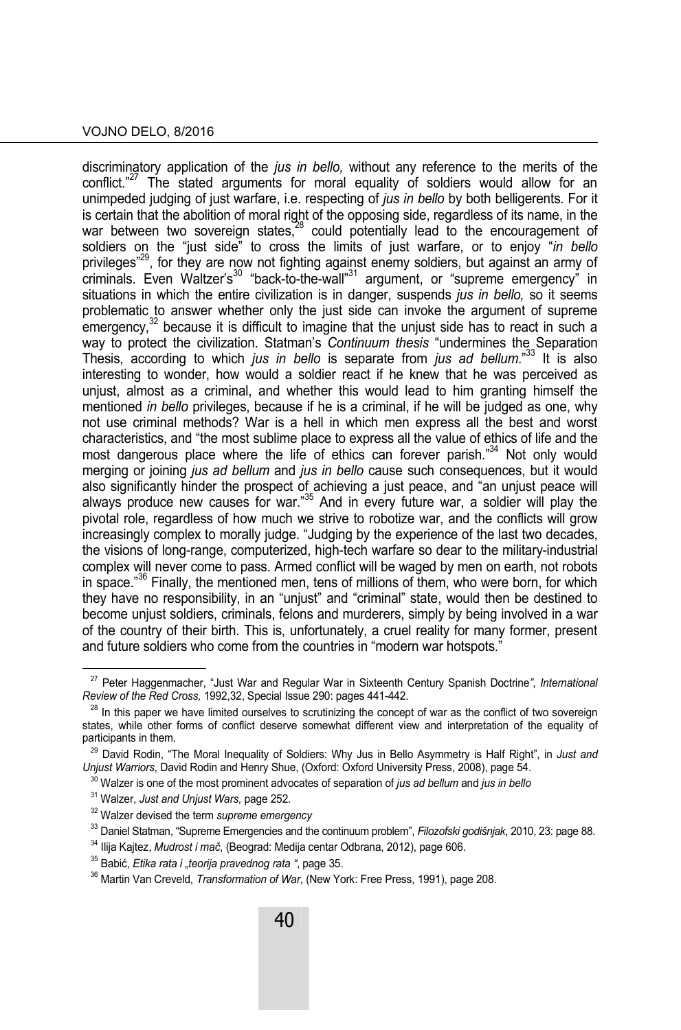discriminatory application of the *jus in bello,* without any reference to the merits of the conflict."[27] The stated arguments for moral equality of soldiers would allow for an unimpeded judging of just warfare, i.e. respecting of *jus in bello* by both belligerents. For it is certain that the abolition of moral right of the opposing side, regardless of its name, in the war between two sovereign states,[28] could potentially lead to the encouragement of soldiers on the "just side" to cross the limits of just warfare, or to enjoy "*in bello* privileges"[29], for they are now not fighting against enemy soldiers, but against an army of criminals. Even Waltzer's[30] "back-to-the-wall"[31] argument, or "supreme emergency" in situations in which the entire civilization is in danger, suspends *jus in bello,* so it seems problematic to answer whether only the just side can invoke the argument of supreme emergency,[32] because it is difficult to imagine that the unjust side has to react in such a way to protect the civilization. Statman's *Continuum thesis* "undermines the Separation Thesis, according to which *jus in bello* is separate from *jus ad bellum*."[33] It is also interesting to wonder, how would a soldier react if he knew that he was perceived as unjust, almost as a criminal, and whether this would lead to him granting himself the mentioned *in bello* privileges, because if he is a criminal, if he will be judged as one, why not use criminal methods? War is a hell in which men express all the best and worst characteristics, and "the most sublime place to express all the value of ethics of life and the most dangerous place where the life of ethics can forever parish."[34] Not only would merging or joining *jus ad bellum* and *jus in bello* cause such consequences, but it would also significantly hinder the prospect of achieving a just peace, and "an unjust peace will always produce new causes for war."[35] And in every future war, a soldier will play the pivotal role, regardless of how much we strive to robotize war, and the conflicts will grow increasingly complex to morally judge. "Judging by the experience of the last two decades, the visions of long-range, computerized, high-tech warfare so dear to the military-industrial complex will never come to pass. Armed conflict will be waged by men on earth, not robots in space."[36] Finally, the mentioned men, tens of millions of them, who were born, for which they have no responsibility, in an "unjust" and "criminal" state, would then be destined to become unjust soldiers, criminals, felons and murderers, simply by being involved in a war of the country of their birth. This is, unfortunately, a cruel reality for many former, present and future soldiers who come from the countries in "modern war hotspots."

---

[27] Peter Haggenmacher, "Just War and Regular War in Sixteenth Century Spanish Doctrine", *International Review of the Red Cross,* 1992,32, Special Issue 290: pages 441-442.

[28] In this paper we have limited ourselves to scrutinizing the concept of war as the conflict of two sovereign states, while other forms of conflict deserve somewhat different view and interpretation of the equality of participants in them.

[29] David Rodin, "The Moral Inequality of Soldiers: Why Jus in Bello Asymmetry is Half Right", in *Just and Unjust Warriors*, David Rodin and Henry Shue, (Oxford: Oxford University Press, 2008), page 54.

[30] Walzer is one of the most prominent advocates of separation of *jus ad bellum* and *jus in bello*

[31] Walzer, *Just and Unjust Wars,* page 252.

[32] Walzer devised the term *supreme emergency*

[33] Daniel Statman, "Supreme Emergencies and the continuum problem", *Filozofski godišnjak*, 2010, 23: page 88.

[34] Ilija Kajtez, *Mudrost i mač*, (Beograd: Medija centar Odbrana, 2012), page 606.

[35] Babić, *Etika rata i „teorija pravednog rata "*, page 35.

[36] Martin Van Creveld, *Transformation of War*, (New York: Free Press, 1991), page 208.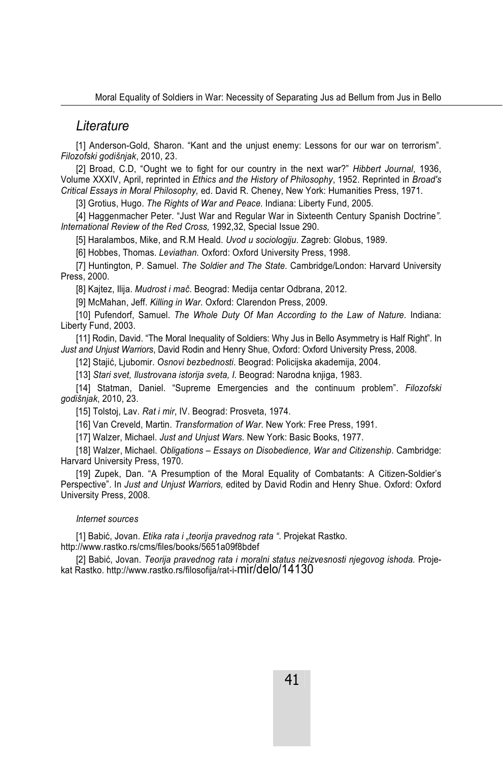## Literature

[1] Anderson-Gold, Sharon. "Kant and the unjust enemy: Lessons for our war on terrorism". *Filozofski godišnjak*, 2010, 23.

[2] Broad, C.D, "Ought we to fight for our country in the next war?" *Hibbert Journal*, 1936, Volume XXXIV, April, reprinted in *Ethics and the History of Philosophy*, 1952. Reprinted in *Broad's Critical Essays in Moral Philosophy,* ed. David R. Cheney, New York: Humanities Press, 1971.

[3] Grotius, Hugo. *The Rights of War and Peace.* Indiana: Liberty Fund, 2005.

[4] Haggenmacher Peter. "Just War and Regular War in Sixteenth Century Spanish Doctrine". *International Review of the Red Cross,* 1992,32, Special Issue 290.

[5] Haralambos, Mike, and R.M Heald. *Uvod u sociologiju*. Zagreb: Globus, 1989.

[6] Hobbes, Thomas. *Leviathan.* Oxford: Oxford University Press, 1998.

[7] Huntington, P. Samuel. *The Soldier and The State.* Cambridge/London: Harvard University Press, 2000.

[8] Kajtez, Ilija. *Mudrost i mač*. Beograd: Medija centar Odbrana, 2012.

[9] McMahan, Jeff. *Killing in War.* Oxford: Clarendon Press, 2009.

[10] Pufendorf, Samuel. *The Whole Duty Of Man According to the Law of Nature.* Indiana: Liberty Fund, 2003.

[11] Rodin, David. "The Moral Inequality of Soldiers: Why Jus in Bello Asymmetry is Half Right". In *Just and Unjust Warriors*, David Rodin and Henry Shue, Oxford: Oxford University Press, 2008.

[12] Stajić, Ljubomir. *Osnovi bezbednosti*. Beograd: Policijska akademija, 2004.

[13] *Stari svet, Ilustrovana istorija sveta, I.* Beograd: Narodna knjiga, 1983.

[14] Statman, Daniel. "Supreme Emergencies and the continuum problem". *Filozofski godišnjak*, 2010, 23.

[15] Tolstoj, Lav. *Rat i mir*, IV. Beograd: Prosveta, 1974.

[16] Van Creveld, Martin. *Transformation of War*. New York: Free Press, 1991.

[17] Walzer, Michael. *Just and Unjust Wars.* New York: Basic Books, 1977.

[18] Walzer, Michael. *Obligations – Essays on Disobedience, War and Citizenship*. Cambridge: Harvard University Press, 1970.

[19] Zupek, Dan. "A Presumption of the Moral Equality of Combatants: A Citizen-Soldier's Perspective". In *Just and Unjust Warriors,* edited by David Rodin and Henry Shue. Oxford: Oxford University Press, 2008.

*Internet sources*

[1] Babić, Jovan. *Etika rata i „teorija pravednog rata ".* Projekat Rastko. http://www.rastko.rs/cms/files/books/5651a09f8bdef

[2] Babić, Jovan. *Teorija pravednog rata i moralni status neizvesnosti njegovog ishoda.* Projekat Rastko. http://www.rastko.rs/filosofija/rat-i-mir/delo/14130